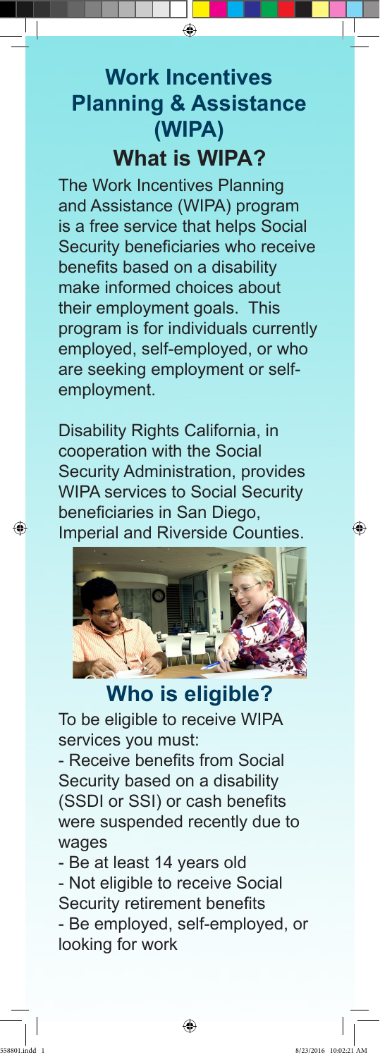# Work Incentives Planning & Assistance (WIPA)

## What is WIPA?

The Work Incentives Planning and Assistance (WIPA) program is a free service that helps Social Security beneficiaries who receive benefits based on a disability make informed choices about their employment goals. This program is for individuals currently employed, self-employed, or who are seeking employment or self-employment.

Disability Rights California, in cooperation with the Social Security Administration, provides WIPA services to Social Security beneficiaries in San Diego, Imperial and Riverside Counties.

## Who is eligible?

To be eligible to receive WIPA services you must:

- Receive benefits from Social Security based on a disability (SSDI or SSI) or cash benefits were suspended recently due to wages
- Be at least 14 years old
- Not eligible to receive Social Security retirement benefits
- Be employed, self-employed, or looking for work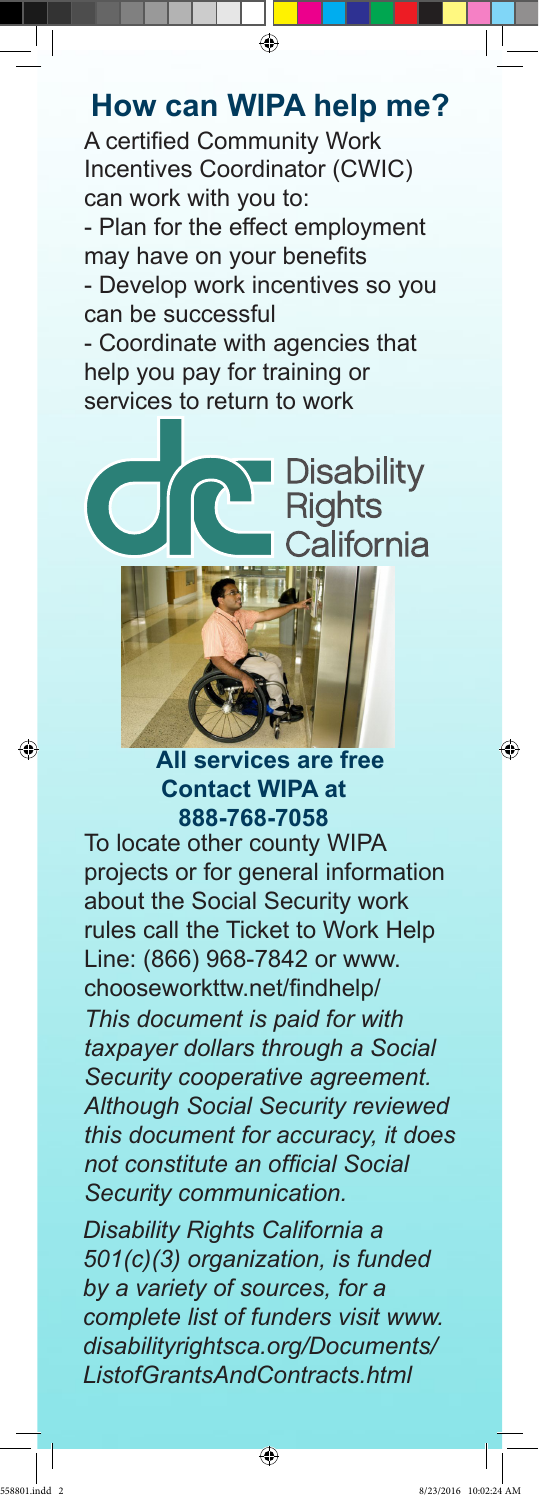## How can WIPA help me?

A certified Community Work Incentives Coordinator (CWIC) can work with you to:

- Plan for the effect employment may have on your benefits
- Develop work incentives so you can be successful
- Coordinate with agencies that help you pay for training or services to return to work

Disability Rights California

**All services are free**
**Contact WIPA at**
**888-768-7058**

To locate other county WIPA projects or for general information about the Social Security work rules call the Ticket to Work Help Line: (866) 968-7842 or www.choosework.net/findhelp/

*This document is paid for with taxpayer dollars through a Social Security cooperative agreement. Although Social Security reviewed this document for accuracy, it does not constitute an official Social Security communication.*

*Disability Rights California a 501(c)(3) organization, is funded by a variety of sources, for a complete list of funders visit www.disabilityrightsca.org/Documents/ListofGrantsAndContracts.html*